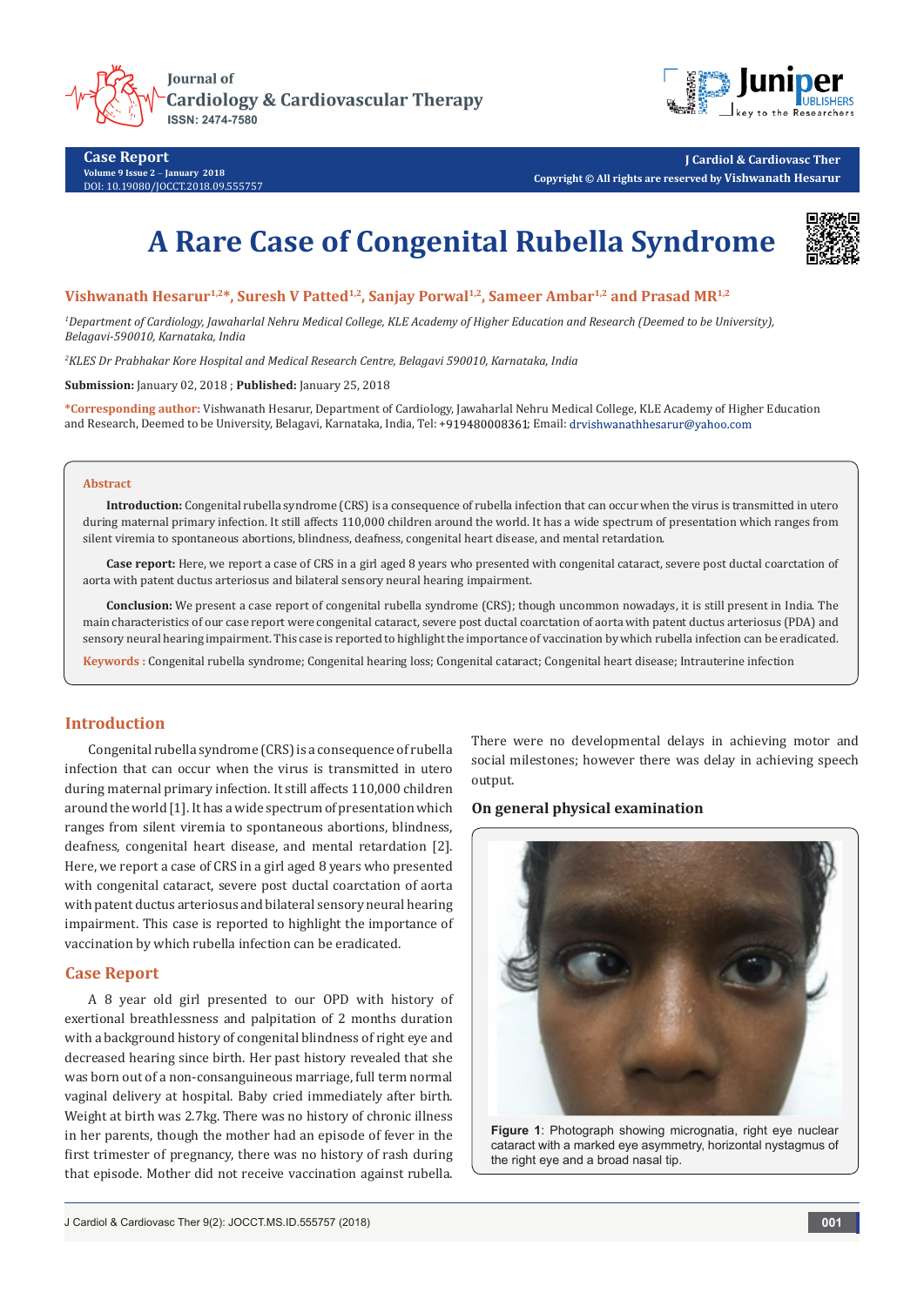**Case Report**
Volume 9 Issue 2 – January 2018
DOI: 10.19080/JOCCT.2018.09.555757

**J Cardiol & Cardiovasc Ther**
**Copyright © All rights are reserved by Vishwanath Hesarur**

# A Rare Case of Congenital Rubella Syndrome

**Vishwanath Hesarur[1,2]*, Suresh V Patted[1,2], Sanjay Porwal[1,2], Sameer Ambar[1,2] and Prasad MR[1,2]**

[1]*Department of Cardiology, Jawaharlal Nehru Medical College, KLE Academy of Higher Education and Research (Deemed to be University), Belagavi-590010, Karnataka, India*

[2]*KLES Dr Prabhakar Kore Hospital and Medical Research Centre, Belagavi 590010, Karnataka, India*

**Submission:** January 02, 2018 ; **Published:** January 25, 2018

***Corresponding author:** Vishwanath Hesarur, Department of Cardiology, Jawaharlal Nehru Medical College, KLE Academy of Higher Education and Research, Deemed to be University, Belagavi, Karnataka, India, Tel: +919480008361; Email: drvishwanathhesarur@yahoo.com

**Abstract**

**Introduction:** Congenital rubella syndrome (CRS) is a consequence of rubella infection that can occur when the virus is transmitted in utero during maternal primary infection. It still affects 110,000 children around the world. It has a wide spectrum of presentation which ranges from silent viremia to spontaneous abortions, blindness, deafness, congenital heart disease, and mental retardation.

**Case report:** Here, we report a case of CRS in a girl aged 8 years who presented with congenital cataract, severe post ductal coarctation of aorta with patent ductus arteriosus and bilateral sensory neural hearing impairment.

**Conclusion:** We present a case report of congenital rubella syndrome (CRS); though uncommon nowadays, it is still present in India. The main characteristics of our case report were congenital cataract, severe post ductal coarctation of aorta with patent ductus arteriosus (PDA) and sensory neural hearing impairment. This case is reported to highlight the importance of vaccination by which rubella infection can be eradicated.

**Keywords :** Congenital rubella syndrome; Congenital hearing loss; Congenital cataract; Congenital heart disease; Intrauterine infection

## Introduction

Congenital rubella syndrome (CRS) is a consequence of rubella infection that can occur when the virus is transmitted in utero during maternal primary infection. It still affects 110,000 children around the world [1]. It has a wide spectrum of presentation which ranges from silent viremia to spontaneous abortions, blindness, deafness, congenital heart disease, and mental retardation [2]. Here, we report a case of CRS in a girl aged 8 years who presented with congenital cataract, severe post ductal coarctation of aorta with patent ductus arteriosus and bilateral sensory neural hearing impairment. This case is reported to highlight the importance of vaccination by which rubella infection can be eradicated.

## Case Report

A 8 year old girl presented to our OPD with history of exertional breathlessness and palpitation of 2 months duration with a background history of congenital blindness of right eye and decreased hearing since birth. Her past history revealed that she was born out of a non-consanguineous marriage, full term normal vaginal delivery at hospital. Baby cried immediately after birth. Weight at birth was 2.7kg. There was no history of chronic illness in her parents, though the mother had an episode of fever in the first trimester of pregnancy, there was no history of rash during that episode. Mother did not receive vaccination against rubella. There were no developmental delays in achieving motor and social milestones; however there was delay in achieving speech output.

### On general physical examination

**Figure 1**: Photograph showing micrognatia, right eye nuclear cataract with a marked eye asymmetry, horizontal nystagmus of the right eye and a broad nasal tip.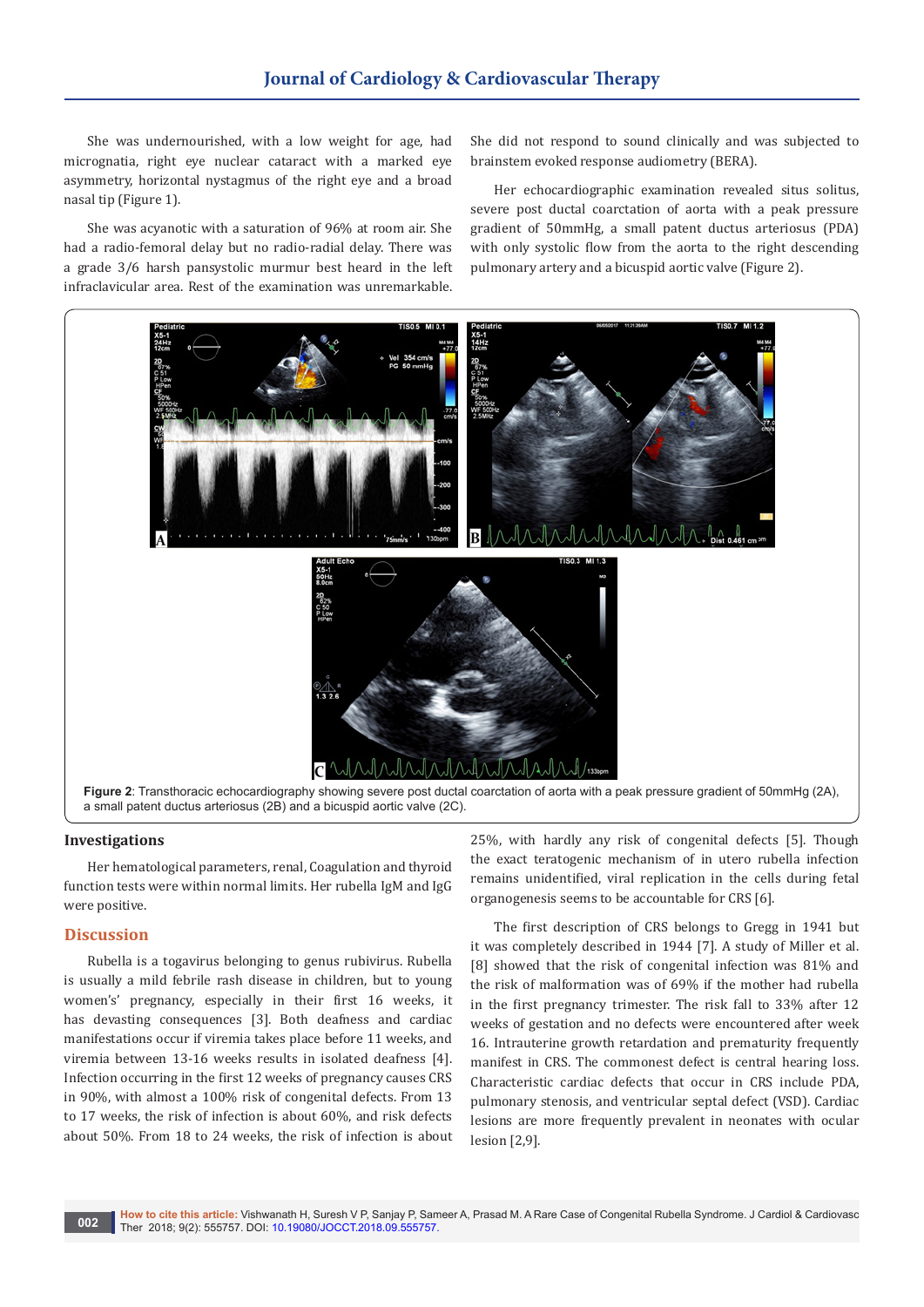She was undernourished, with a low weight for age, had micrognatia, right eye nuclear cataract with a marked eye asymmetry, horizontal nystagmus of the right eye and a broad nasal tip (Figure 1).

She was acyanotic with a saturation of 96% at room air. She had a radio-femoral delay but no radio-radial delay. There was a grade 3/6 harsh pansystolic murmur best heard in the left infraclavicular area. Rest of the examination was unremarkable. She did not respond to sound clinically and was subjected to brainstem evoked response audiometry (BERA).

Her echocardiographic examination revealed situs solitus, severe post ductal coarctation of aorta with a peak pressure gradient of 50mmHg, a small patent ductus arteriosus (PDA) with only systolic flow from the aorta to the right descending pulmonary artery and a bicuspid aortic valve (Figure 2).

**Figure 2**: Transthoracic echocardiography showing severe post ductal coarctation of aorta with a peak pressure gradient of 50mmHg (2A), a small patent ductus arteriosus (2B) and a bicuspid aortic valve (2C).

## Investigations

Her hematological parameters, renal, Coagulation and thyroid function tests were within normal limits. Her rubella IgM and IgG were positive.

## Discussion

Rubella is a togavirus belonging to genus rubivirus. Rubella is usually a mild febrile rash disease in children, but to young women's' pregnancy, especially in their first 16 weeks, it has devasting consequences [3]. Both deafness and cardiac manifestations occur if viremia takes place before 11 weeks, and viremia between 13-16 weeks results in isolated deafness [4]. Infection occurring in the first 12 weeks of pregnancy causes CRS in 90%, with almost a 100% risk of congenital defects. From 13 to 17 weeks, the risk of infection is about 60%, and risk defects about 50%. From 18 to 24 weeks, the risk of infection is about 25%, with hardly any risk of congenital defects [5]. Though the exact teratogenic mechanism of in utero rubella infection remains unidentified, viral replication in the cells during fetal organogenesis seems to be accountable for CRS [6].

The first description of CRS belongs to Gregg in 1941 but it was completely described in 1944 [7]. A study of Miller et al. [8] showed that the risk of congenital infection was 81% and the risk of malformation was of 69% if the mother had rubella in the first pregnancy trimester. The risk fall to 33% after 12 weeks of gestation and no defects were encountered after week 16. Intrauterine growth retardation and prematurity frequently manifest in CRS. The commonest defect is central hearing loss. Characteristic cardiac defects that occur in CRS include PDA, pulmonary stenosis, and ventricular septal defect (VSD). Cardiac lesions are more frequently prevalent in neonates with ocular lesion [2,9].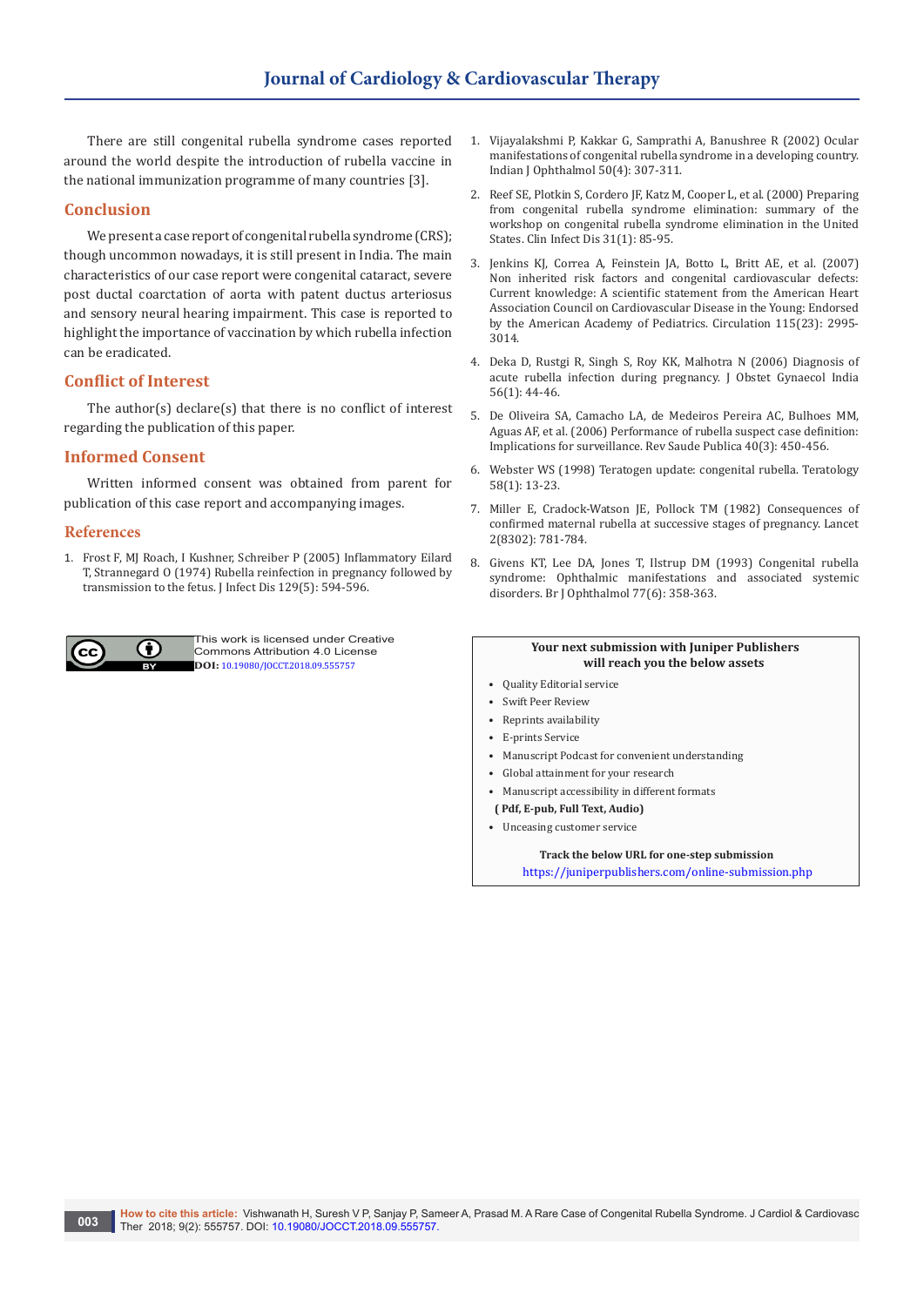There are still congenital rubella syndrome cases reported around the world despite the introduction of rubella vaccine in the national immunization programme of many countries [3].

## Conclusion

We present a case report of congenital rubella syndrome (CRS); though uncommon nowadays, it is still present in India. The main characteristics of our case report were congenital cataract, severe post ductal coarctation of aorta with patent ductus arteriosus and sensory neural hearing impairment. This case is reported to highlight the importance of vaccination by which rubella infection can be eradicated.

## Conflict of Interest

The author(s) declare(s) that there is no conflict of interest regarding the publication of this paper.

## Informed Consent

Written informed consent was obtained from parent for publication of this case report and accompanying images.

## References

1. Frost F, MJ Roach, I Kushner, Schreiber P (2005) Inflammatory Eilard T, Strannegard O (1974) Rubella reinfection in pregnancy followed by transmission to the fetus. J Infect Dis 129(5): 594-596.
1. Vijayalakshmi P, Kakkar G, Samprathi A, Banushree R (2002) Ocular manifestations of congenital rubella syndrome in a developing country. Indian J Ophthalmol 50(4): 307-311.
2. Reef SE, Plotkin S, Cordero JF, Katz M, Cooper L, et al. (2000) Preparing from congenital rubella syndrome elimination: summary of the workshop on congenital rubella syndrome elimination in the United States. Clin Infect Dis 31(1): 85-95.
3. Jenkins KJ, Correa A, Feinstein JA, Botto L, Britt AE, et al. (2007) Non inherited risk factors and congenital cardiovascular defects: Current knowledge: A scientific statement from the American Heart Association Council on Cardiovascular Disease in the Young: Endorsed by the American Academy of Pediatrics. Circulation 115(23): 2995-3014.
4. Deka D, Rustgi R, Singh S, Roy KK, Malhotra N (2006) Diagnosis of acute rubella infection during pregnancy. J Obstet Gynaecol India 56(1): 44-46.
5. De Oliveira SA, Camacho LA, de Medeiros Pereira AC, Bulhoes MM, Aguas AF, et al. (2006) Performance of rubella suspect case definition: Implications for surveillance. Rev Saude Publica 40(3): 450-456.
6. Webster WS (1998) Teratogen update: congenital rubella. Teratology 58(1): 13-23.
7. Miller E, Cradock-Watson JE, Pollock TM (1982) Consequences of confirmed maternal rubella at successive stages of pregnancy. Lancet 2(8302): 781-784.
8. Givens KT, Lee DA, Jones T, Ilstrup DM (1993) Congenital rubella syndrome: Ophthalmic manifestations and associated systemic disorders. Br J Ophthalmol 77(6): 358-363.

This work is licensed under Creative Commons Attribution 4.0 License
**DOI:** 10.19080/JOCCT.2018.09.555757

**Your next submission with Juniper Publishers will reach you the below assets**

- Quality Editorial service
- Swift Peer Review
- Reprints availability
- E-prints Service
- Manuscript Podcast for convenient understanding
- Global attainment for your research
- Manuscript accessibility in different formats

**( Pdf, E-pub, Full Text, Audio)**

- Unceasing customer service

**Track the below URL for one-step submission**
https://juniperpublishers.com/online-submission.php

**How to cite this article:** Vishwanath H, Suresh V P, Sanjay P, Sameer A, Prasad M. A Rare Case of Congenital Rubella Syndrome. J Cardiol & Cardiovasc Ther 2018; 9(2): 555757. DOI: 10.19080/JOCCT.2018.09.555757.